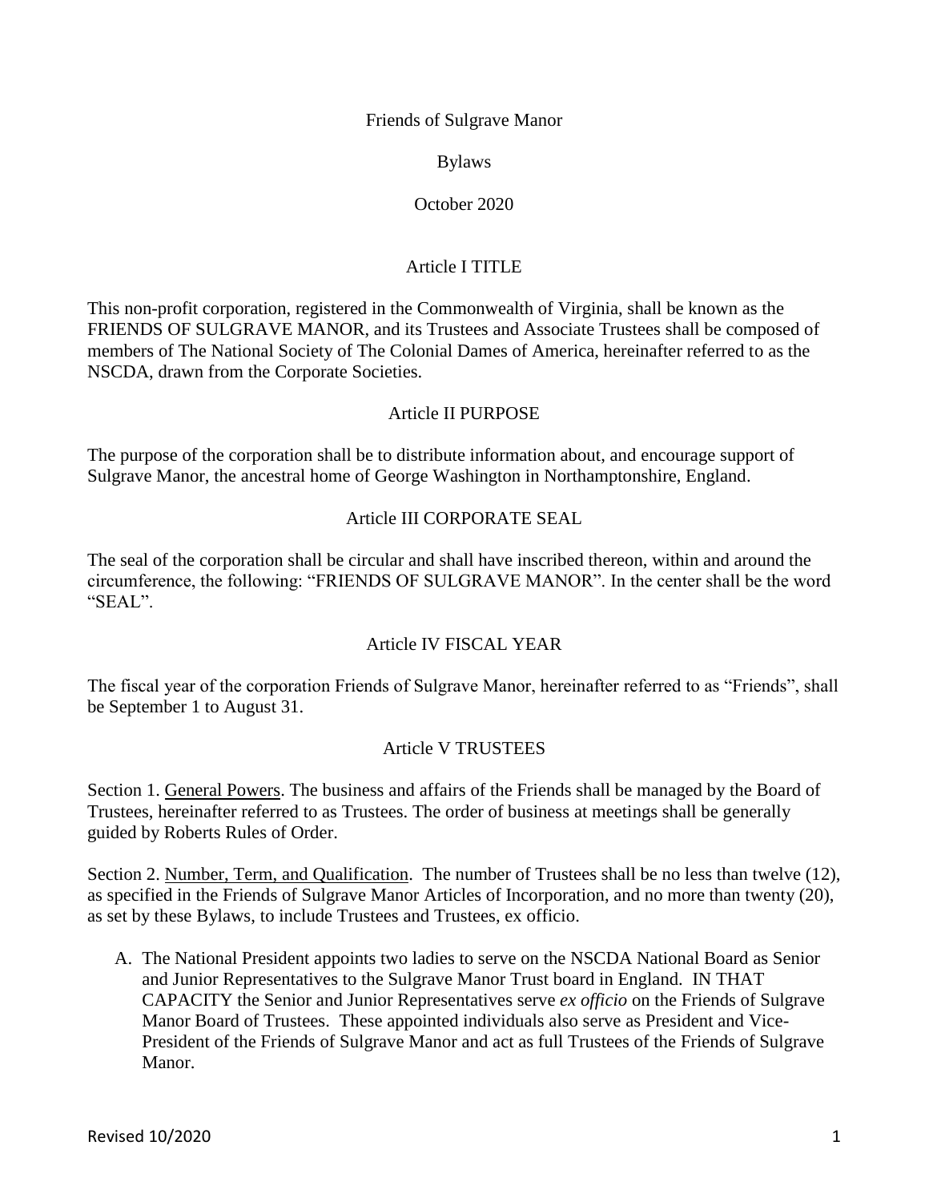# Friends of Sulgrave Manor

## Bylaws

October 2020

## Article I TITLE

This non-profit corporation, registered in the Commonwealth of Virginia, shall be known as the FRIENDS OF SULGRAVE MANOR, and its Trustees and Associate Trustees shall be composed of members of The National Society of The Colonial Dames of America, hereinafter referred to as the NSCDA, drawn from the Corporate Societies.

## Article II PURPOSE

The purpose of the corporation shall be to distribute information about, and encourage support of Sulgrave Manor, the ancestral home of George Washington in Northamptonshire, England.

## Article III CORPORATE SEAL

The seal of the corporation shall be circular and shall have inscribed thereon, within and around the circumference, the following: "FRIENDS OF SULGRAVE MANOR". In the center shall be the word "SEAL".

## Article IV FISCAL YEAR

The fiscal year of the corporation Friends of Sulgrave Manor, hereinafter referred to as "Friends", shall be September 1 to August 31.

## Article V TRUSTEES

Section 1. General Powers. The business and affairs of the Friends shall be managed by the Board of Trustees, hereinafter referred to as Trustees. The order of business at meetings shall be generally guided by Roberts Rules of Order.

Section 2. Number, Term, and Qualification. The number of Trustees shall be no less than twelve (12), as specified in the Friends of Sulgrave Manor Articles of Incorporation, and no more than twenty (20), as set by these Bylaws, to include Trustees and Trustees, ex officio.

A. The National President appoints two ladies to serve on the NSCDA National Board as Senior and Junior Representatives to the Sulgrave Manor Trust board in England. IN THAT CAPACITY the Senior and Junior Representatives serve *ex officio* on the Friends of Sulgrave Manor Board of Trustees. These appointed individuals also serve as President and Vice-President of the Friends of Sulgrave Manor and act as full Trustees of the Friends of Sulgrave Manor.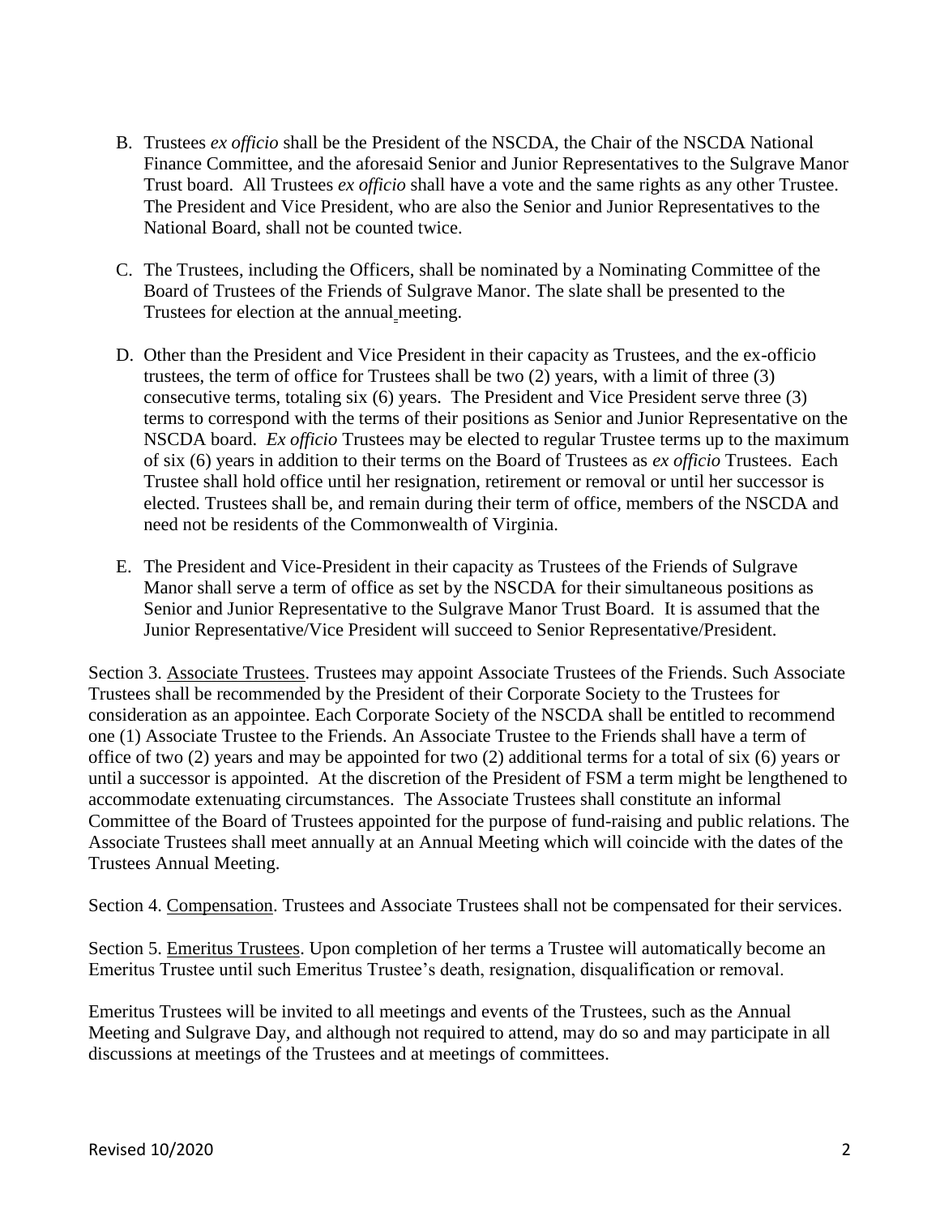B. Trustees *ex officio* shall be the President of the NSCDA, the Chair of the NSCDA National Finance Committee, and the aforesaid Senior and Junior Representatives to the Sulgrave Manor Trust board. All Trustees *ex officio* shall have a vote and the same rights as any other Trustee. The President and Vice President, who are also the Senior and Junior Representatives to the National Board, shall not be counted twice.

C. The Trustees, including the Officers, shall be nominated by a Nominating Committee of the Board of Trustees of the Friends of Sulgrave Manor. The slate shall be presented to the Trustees for election at the annual meeting.

D. Other than the President and Vice President in their capacity as Trustees, and the ex-officio trustees, the term of office for Trustees shall be two (2) years, with a limit of three (3) consecutive terms, totaling six (6) years. The President and Vice President serve three (3) terms to correspond with the terms of their positions as Senior and Junior Representative on the NSCDA board. *Ex officio* Trustees may be elected to regular Trustee terms up to the maximum of six (6) years in addition to their terms on the Board of Trustees as *ex officio* Trustees. Each Trustee shall hold office until her resignation, retirement or removal or until her successor is elected. Trustees shall be, and remain during their term of office, members of the NSCDA and need not be residents of the Commonwealth of Virginia.

E. The President and Vice-President in their capacity as Trustees of the Friends of Sulgrave Manor shall serve a term of office as set by the NSCDA for their simultaneous positions as Senior and Junior Representative to the Sulgrave Manor Trust Board. It is assumed that the Junior Representative/Vice President will succeed to Senior Representative/President.

Section 3. Associate Trustees. Trustees may appoint Associate Trustees of the Friends. Such Associate Trustees shall be recommended by the President of their Corporate Society to the Trustees for consideration as an appointee. Each Corporate Society of the NSCDA shall be entitled to recommend one (1) Associate Trustee to the Friends. An Associate Trustee to the Friends shall have a term of office of two (2) years and may be appointed for two (2) additional terms for a total of six (6) years or until a successor is appointed. At the discretion of the President of FSM a term might be lengthened to accommodate extenuating circumstances. The Associate Trustees shall constitute an informal Committee of the Board of Trustees appointed for the purpose of fund-raising and public relations. The Associate Trustees shall meet annually at an Annual Meeting which will coincide with the dates of the Trustees Annual Meeting.

Section 4. Compensation. Trustees and Associate Trustees shall not be compensated for their services.

Section 5. Emeritus Trustees. Upon completion of her terms a Trustee will automatically become an Emeritus Trustee until such Emeritus Trustee's death, resignation, disqualification or removal.

Emeritus Trustees will be invited to all meetings and events of the Trustees, such as the Annual Meeting and Sulgrave Day, and although not required to attend, may do so and may participate in all discussions at meetings of the Trustees and at meetings of committees.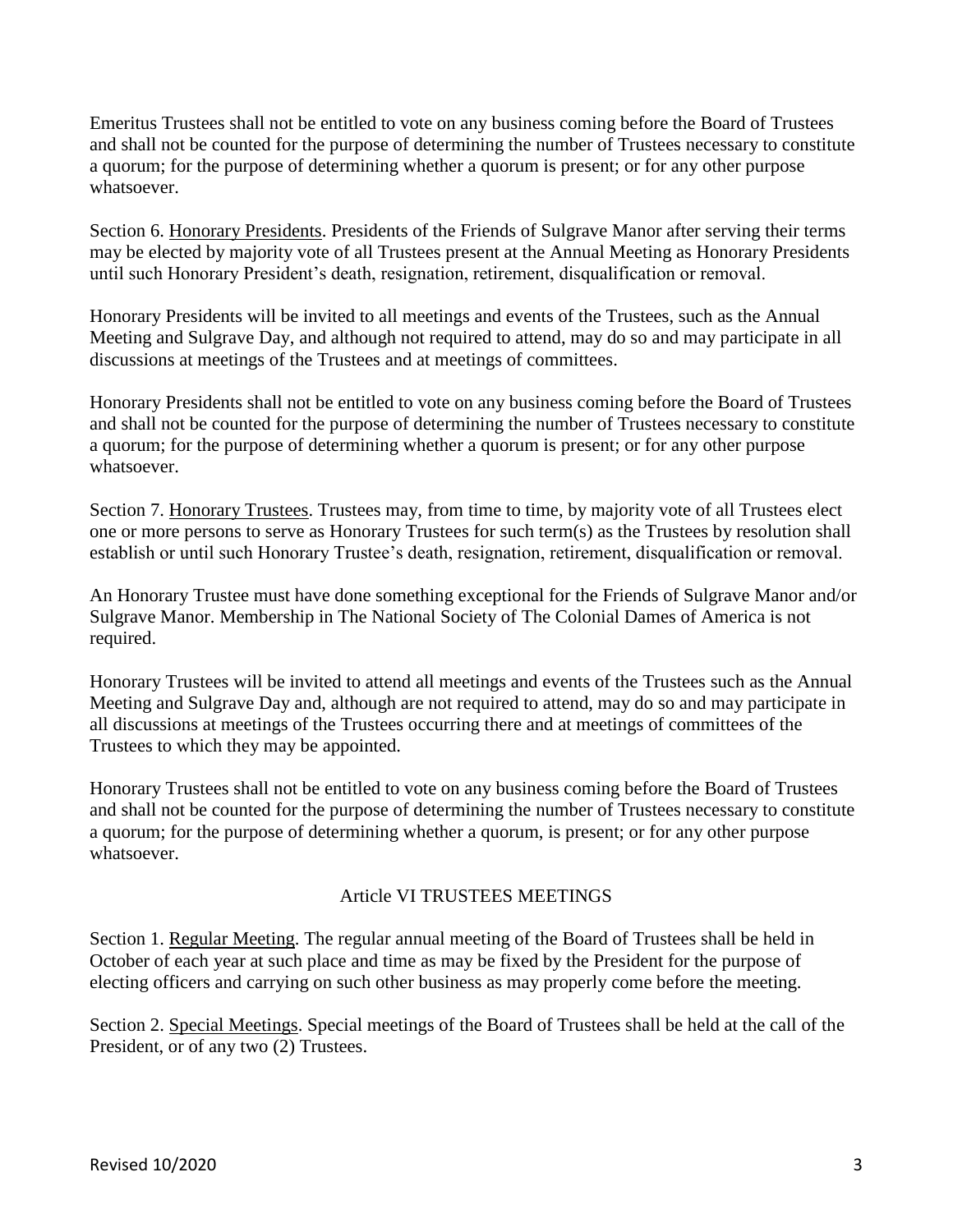Emeritus Trustees shall not be entitled to vote on any business coming before the Board of Trustees and shall not be counted for the purpose of determining the number of Trustees necessary to constitute a quorum; for the purpose of determining whether a quorum is present; or for any other purpose whatsoever.

Section 6. <u>Honorary Presidents</u>. Presidents of the Friends of Sulgrave Manor after serving their terms may be elected by majority vote of all Trustees present at the Annual Meeting as Honorary Presidents until such Honorary President's death, resignation, retirement, disqualification or removal.

Honorary Presidents will be invited to all meetings and events of the Trustees, such as the Annual Meeting and Sulgrave Day, and although not required to attend, may do so and may participate in all discussions at meetings of the Trustees and at meetings of committees.

Honorary Presidents shall not be entitled to vote on any business coming before the Board of Trustees and shall not be counted for the purpose of determining the number of Trustees necessary to constitute a quorum; for the purpose of determining whether a quorum is present; or for any other purpose whatsoever.

Section 7. <u>Honorary Trustees</u>. Trustees may, from time to time, by majority vote of all Trustees elect one or more persons to serve as Honorary Trustees for such term(s) as the Trustees by resolution shall establish or until such Honorary Trustee's death, resignation, retirement, disqualification or removal.

An Honorary Trustee must have done something exceptional for the Friends of Sulgrave Manor and/or Sulgrave Manor. Membership in The National Society of The Colonial Dames of America is not required.

Honorary Trustees will be invited to attend all meetings and events of the Trustees such as the Annual Meeting and Sulgrave Day and, although are not required to attend, may do so and may participate in all discussions at meetings of the Trustees occurring there and at meetings of committees of the Trustees to which they may be appointed.

Honorary Trustees shall not be entitled to vote on any business coming before the Board of Trustees and shall not be counted for the purpose of determining the number of Trustees necessary to constitute a quorum; for the purpose of determining whether a quorum, is present; or for any other purpose whatsoever.

## Article VI TRUSTEES MEETINGS

Section 1. <u>Regular Meeting</u>. The regular annual meeting of the Board of Trustees shall be held in October of each year at such place and time as may be fixed by the President for the purpose of electing officers and carrying on such other business as may properly come before the meeting.

Section 2. <u>Special Meetings</u>. Special meetings of the Board of Trustees shall be held at the call of the President, or of any two (2) Trustees.

Revised 10/2020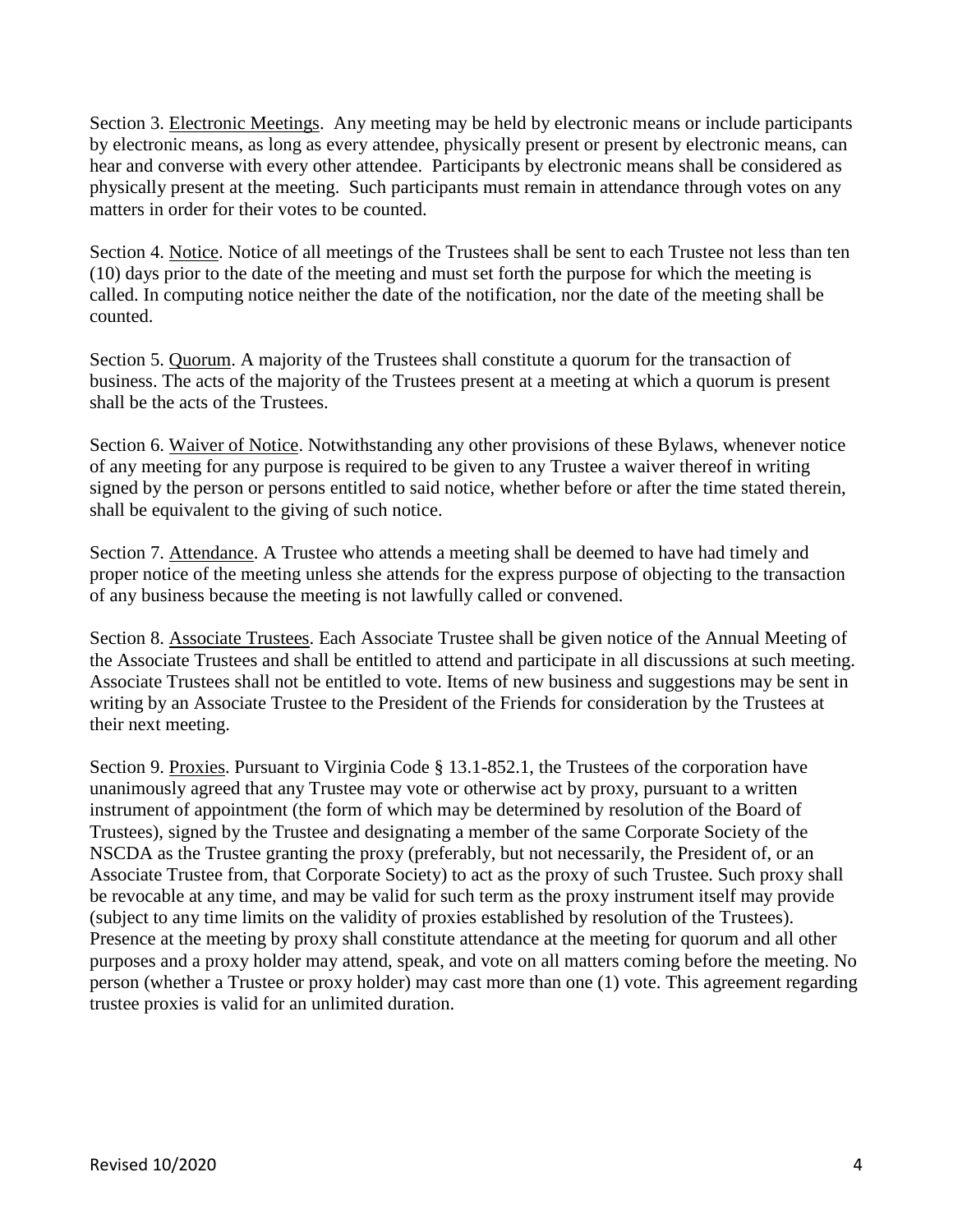Section 3. <u>Electronic Meetings</u>. Any meeting may be held by electronic means or include participants by electronic means, as long as every attendee, physically present or present by electronic means, can hear and converse with every other attendee. Participants by electronic means shall be considered as physically present at the meeting. Such participants must remain in attendance through votes on any matters in order for their votes to be counted.

Section 4. <u>Notice</u>. Notice of all meetings of the Trustees shall be sent to each Trustee not less than ten (10) days prior to the date of the meeting and must set forth the purpose for which the meeting is called. In computing notice neither the date of the notification, nor the date of the meeting shall be counted.

Section 5. <u>Quorum</u>. A majority of the Trustees shall constitute a quorum for the transaction of business. The acts of the majority of the Trustees present at a meeting at which a quorum is present shall be the acts of the Trustees.

Section 6. <u>Waiver of Notice</u>. Notwithstanding any other provisions of these Bylaws, whenever notice of any meeting for any purpose is required to be given to any Trustee a waiver thereof in writing signed by the person or persons entitled to said notice, whether before or after the time stated therein, shall be equivalent to the giving of such notice.

Section 7. <u>Attendance</u>. A Trustee who attends a meeting shall be deemed to have had timely and proper notice of the meeting unless she attends for the express purpose of objecting to the transaction of any business because the meeting is not lawfully called or convened.

Section 8. <u>Associate Trustees</u>. Each Associate Trustee shall be given notice of the Annual Meeting of the Associate Trustees and shall be entitled to attend and participate in all discussions at such meeting. Associate Trustees shall not be entitled to vote. Items of new business and suggestions may be sent in writing by an Associate Trustee to the President of the Friends for consideration by the Trustees at their next meeting.

Section 9. <u>Proxies</u>. Pursuant to Virginia Code § 13.1-852.1, the Trustees of the corporation have unanimously agreed that any Trustee may vote or otherwise act by proxy, pursuant to a written instrument of appointment (the form of which may be determined by resolution of the Board of Trustees), signed by the Trustee and designating a member of the same Corporate Society of the NSCDA as the Trustee granting the proxy (preferably, but not necessarily, the President of, or an Associate Trustee from, that Corporate Society) to act as the proxy of such Trustee. Such proxy shall be revocable at any time, and may be valid for such term as the proxy instrument itself may provide (subject to any time limits on the validity of proxies established by resolution of the Trustees). Presence at the meeting by proxy shall constitute attendance at the meeting for quorum and all other purposes and a proxy holder may attend, speak, and vote on all matters coming before the meeting. No person (whether a Trustee or proxy holder) may cast more than one (1) vote. This agreement regarding trustee proxies is valid for an unlimited duration.

Revised 10/2020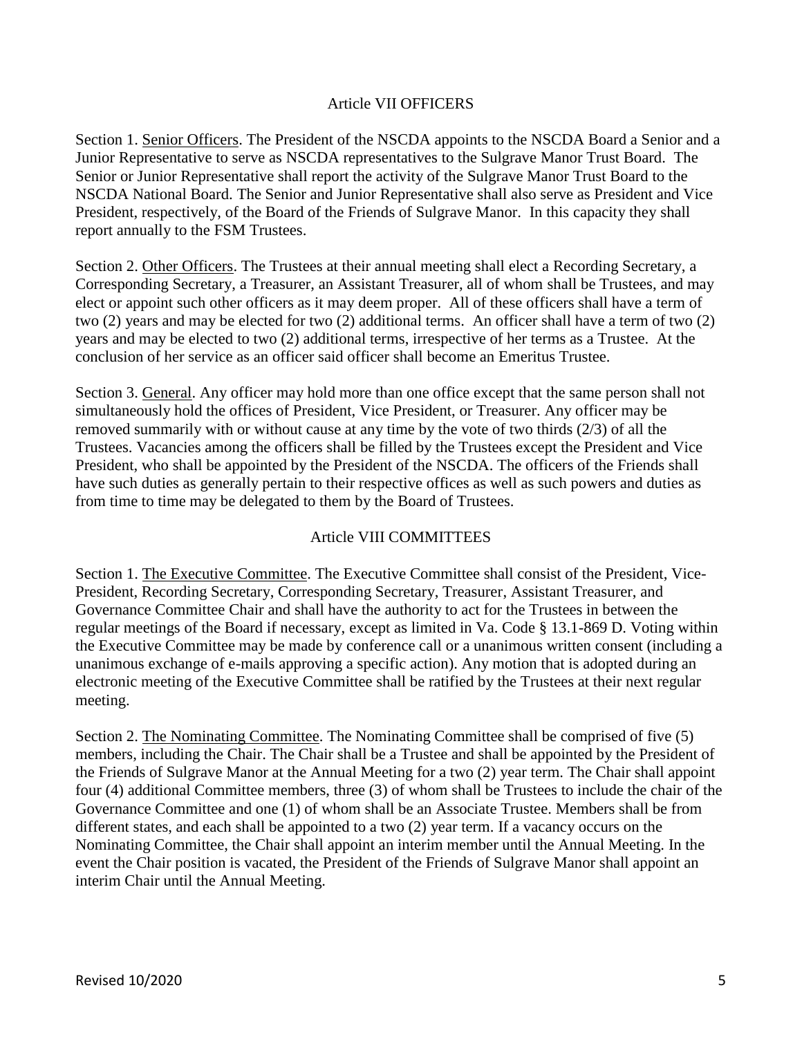## Article VII OFFICERS

Section 1. <u>Senior Officers</u>. The President of the NSCDA appoints to the NSCDA Board a Senior and a Junior Representative to serve as NSCDA representatives to the Sulgrave Manor Trust Board. The Senior or Junior Representative shall report the activity of the Sulgrave Manor Trust Board to the NSCDA National Board. The Senior and Junior Representative shall also serve as President and Vice President, respectively, of the Board of the Friends of Sulgrave Manor. In this capacity they shall report annually to the FSM Trustees.

Section 2. <u>Other Officers</u>. The Trustees at their annual meeting shall elect a Recording Secretary, a Corresponding Secretary, a Treasurer, an Assistant Treasurer, all of whom shall be Trustees, and may elect or appoint such other officers as it may deem proper. All of these officers shall have a term of two (2) years and may be elected for two (2) additional terms. An officer shall have a term of two (2) years and may be elected to two (2) additional terms, irrespective of her terms as a Trustee. At the conclusion of her service as an officer said officer shall become an Emeritus Trustee.

Section 3. <u>General</u>. Any officer may hold more than one office except that the same person shall not simultaneously hold the offices of President, Vice President, or Treasurer. Any officer may be removed summarily with or without cause at any time by the vote of two thirds (2/3) of all the Trustees. Vacancies among the officers shall be filled by the Trustees except the President and Vice President, who shall be appointed by the President of the NSCDA. The officers of the Friends shall have such duties as generally pertain to their respective offices as well as such powers and duties as from time to time may be delegated to them by the Board of Trustees.

## Article VIII COMMITTEES

Section 1. <u>The Executive Committee</u>. The Executive Committee shall consist of the President, Vice-President, Recording Secretary, Corresponding Secretary, Treasurer, Assistant Treasurer, and Governance Committee Chair and shall have the authority to act for the Trustees in between the regular meetings of the Board if necessary, except as limited in Va. Code § 13.1-869 D. Voting within the Executive Committee may be made by conference call or a unanimous written consent (including a unanimous exchange of e-mails approving a specific action). Any motion that is adopted during an electronic meeting of the Executive Committee shall be ratified by the Trustees at their next regular meeting.

Section 2. <u>The Nominating Committee</u>. The Nominating Committee shall be comprised of five (5) members, including the Chair. The Chair shall be a Trustee and shall be appointed by the President of the Friends of Sulgrave Manor at the Annual Meeting for a two (2) year term. The Chair shall appoint four (4) additional Committee members, three (3) of whom shall be Trustees to include the chair of the Governance Committee and one (1) of whom shall be an Associate Trustee. Members shall be from different states, and each shall be appointed to a two (2) year term. If a vacancy occurs on the Nominating Committee, the Chair shall appoint an interim member until the Annual Meeting. In the event the Chair position is vacated, the President of the Friends of Sulgrave Manor shall appoint an interim Chair until the Annual Meeting.

Revised 10/2020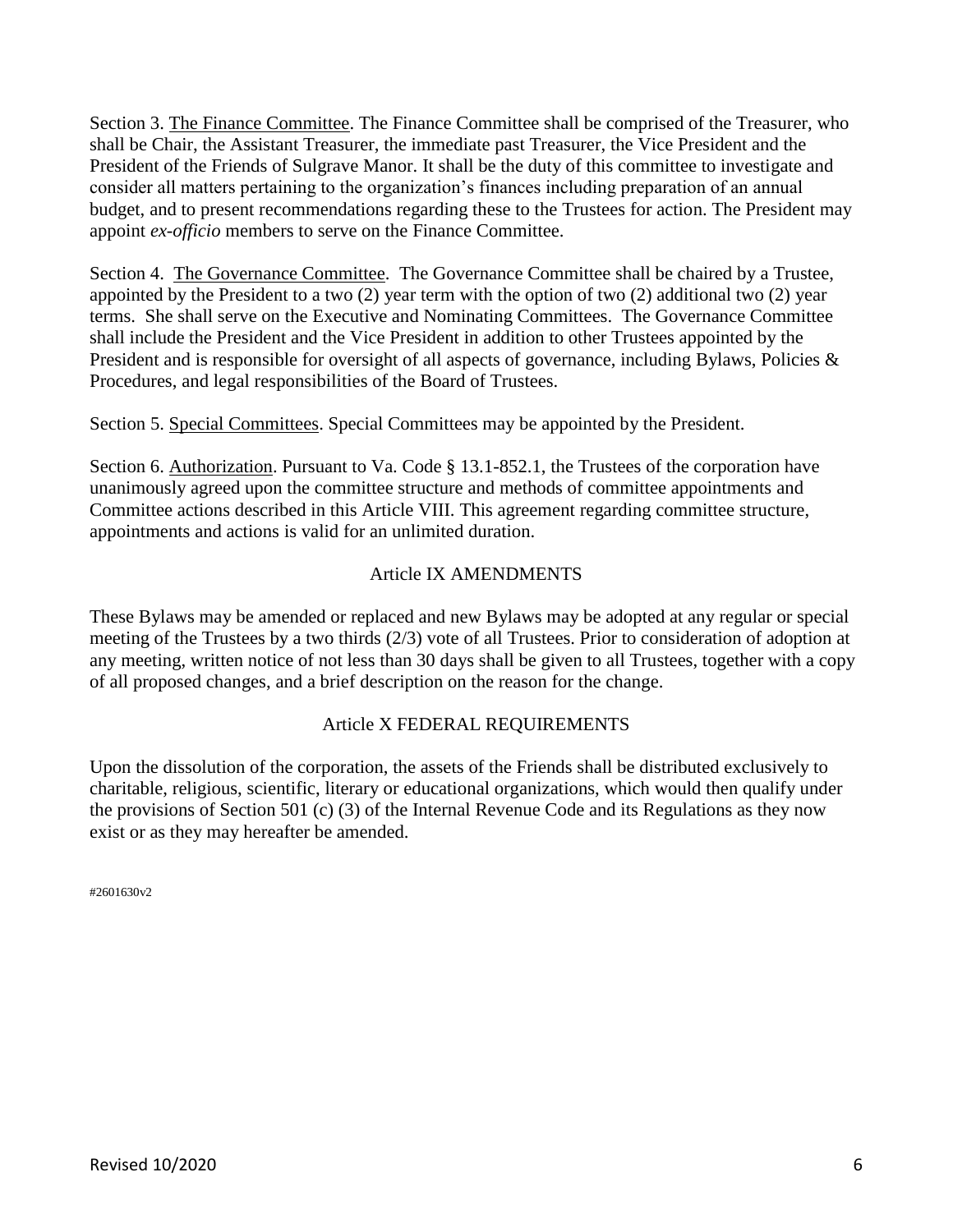Section 3. The Finance Committee. The Finance Committee shall be comprised of the Treasurer, who shall be Chair, the Assistant Treasurer, the immediate past Treasurer, the Vice President and the President of the Friends of Sulgrave Manor. It shall be the duty of this committee to investigate and consider all matters pertaining to the organization's finances including preparation of an annual budget, and to present recommendations regarding these to the Trustees for action. The President may appoint *ex-officio* members to serve on the Finance Committee.

Section 4. The Governance Committee. The Governance Committee shall be chaired by a Trustee, appointed by the President to a two (2) year term with the option of two (2) additional two (2) year terms. She shall serve on the Executive and Nominating Committees. The Governance Committee shall include the President and the Vice President in addition to other Trustees appointed by the President and is responsible for oversight of all aspects of governance, including Bylaws, Policies & Procedures, and legal responsibilities of the Board of Trustees.

Section 5. Special Committees. Special Committees may be appointed by the President.

Section 6. Authorization. Pursuant to Va. Code § 13.1-852.1, the Trustees of the corporation have unanimously agreed upon the committee structure and methods of committee appointments and Committee actions described in this Article VIII. This agreement regarding committee structure, appointments and actions is valid for an unlimited duration.

## Article IX AMENDMENTS

These Bylaws may be amended or replaced and new Bylaws may be adopted at any regular or special meeting of the Trustees by a two thirds (2/3) vote of all Trustees. Prior to consideration of adoption at any meeting, written notice of not less than 30 days shall be given to all Trustees, together with a copy of all proposed changes, and a brief description on the reason for the change.

## Article X FEDERAL REQUIREMENTS

Upon the dissolution of the corporation, the assets of the Friends shall be distributed exclusively to charitable, religious, scientific, literary or educational organizations, which would then qualify under the provisions of Section 501 (c) (3) of the Internal Revenue Code and its Regulations as they now exist or as they may hereafter be amended.

#2601630v2

Revised 10/2020